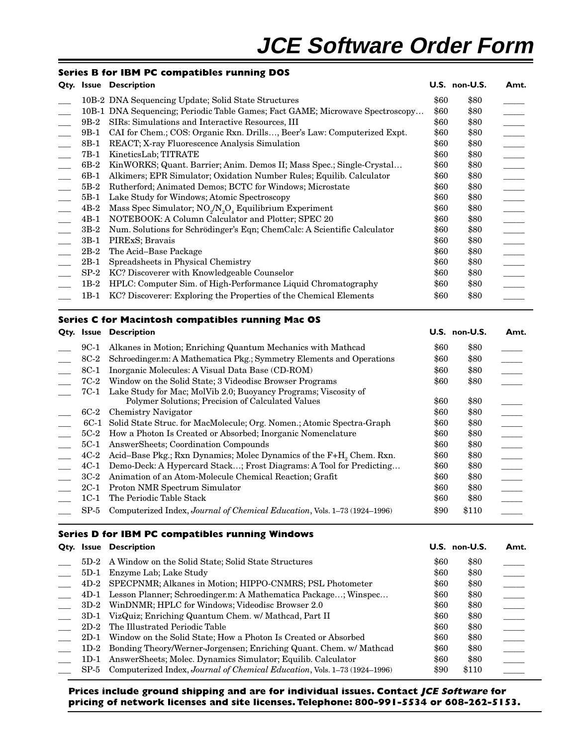# JCE Software Order Form

## Series B for IBM PC compatibles running DOS

| Qty. | Issue | Description | U.S. | non-U.S. | Amt. |
|---|---|---|---|---|---|
| ___ | 10B-2 | DNA Sequencing Update; Solid State Structures | $60 | $80 | _____ |
| ___ | 10B-1 | DNA Sequencing; Periodic Table Games; Fact GAME; Microwave Spectroscopy… | $60 | $80 | _____ |
| ___ | 9B-2 | SIRs: Simulations and Interactive Resources, III | $60 | $80 | _____ |
| ___ | 9B-1 | CAI for Chem.; COS: Organic Rxn. Drills…, Beer's Law: Computerized Expt. | $60 | $80 | _____ |
| ___ | 8B-1 | REACT; X-ray Fluorescence Analysis Simulation | $60 | $80 | _____ |
| ___ | 7B-1 | KineticsLab; TITRATE | $60 | $80 | _____ |
| ___ | 6B-2 | KinWORKS; Quant. Barrier; Anim. Demos II; Mass Spec.; Single-Crystal… | $60 | $80 | _____ |
| ___ | 6B-1 | Alkimers; EPR Simulator; Oxidation Number Rules; Equilib. Calculator | $60 | $80 | _____ |
| ___ | 5B-2 | Rutherford; Animated Demos; BCTC for Windows; Microstate | $60 | $80 | _____ |
| ___ | 5B-1 | Lake Study for Windows; Atomic Spectroscopy | $60 | $80 | _____ |
| ___ | 4B-2 | Mass Spec Simulator; $NO_2/N_2O_4$ Equilibrium Experiment | $60 | $80 | _____ |
| ___ | 4B-1 | NOTEBOOK: A Column Calculator and Plotter; SPEC 20 | $60 | $80 | _____ |
| ___ | 3B-2 | Num. Solutions for Schrödinger's Eqn; ChemCalc: A Scientific Calculator | $60 | $80 | _____ |
| ___ | 3B-1 | PIRExS; Bravais | $60 | $80 | _____ |
| ___ | 2B-2 | The Acid–Base Package | $60 | $80 | _____ |
| ___ | 2B-1 | Spreadsheets in Physical Chemistry | $60 | $80 | _____ |
| ___ | SP-2 | KC? Discoverer with Knowledgeable Counselor | $60 | $80 | _____ |
| ___ | 1B-2 | HPLC: Computer Sim. of High-Performance Liquid Chromatography | $60 | $80 | _____ |
| ___ | 1B-1 | KC? Discoverer: Exploring the Properties of the Chemical Elements | $60 | $80 | _____ |

## Series C for Macintosh compatibles running Mac OS

| Qty. | Issue | Description | U.S. | non-U.S. | Amt. |
|---|---|---|---|---|---|
| ___ | 9C-1 | Alkanes in Motion; Enriching Quantum Mechanics with Mathcad | $60 | $80 | _____ |
| ___ | 8C-2 | Schroedinger.m: A Mathematica Pkg.; Symmetry Elements and Operations | $60 | $80 | _____ |
| ___ | 8C-1 | Inorganic Molecules: A Visual Data Base (CD-ROM) | $60 | $80 | _____ |
| ___ | 7C-2 | Window on the Solid State; 3 Videodisc Browser Programs | $60 | $80 | _____ |
| ___ | 7C-1 | Lake Study for Mac; MolVib 2.0; Buoyancy Programs; Viscosity of Polymer Solutions; Precision of Calculated Values | $60 | $80 | _____ |
| ___ | 6C-2 | Chemistry Navigator | $60 | $80 | _____ |
| ___ | 6C-1 | Solid State Struc. for MacMolecule; Org. Nomen.; Atomic Spectra-Graph | $60 | $80 | _____ |
| ___ | 5C-2 | How a Photon Is Created or Absorbed; Inorganic Nomenclature | $60 | $80 | _____ |
| ___ | 5C-1 | AnswerSheets; Coordination Compounds | $60 | $80 | _____ |
| ___ | 4C-2 | Acid–Base Pkg.; Rxn Dynamics; Molec Dynamics of the $F+H_2$ Chem. Rxn. | $60 | $80 | _____ |
| ___ | 4C-1 | Demo-Deck: A Hypercard Stack…; Frost Diagrams: A Tool for Predicting… | $60 | $80 | _____ |
| ___ | 3C-2 | Animation of an Atom-Molecule Chemical Reaction; Grafit | $60 | $80 | _____ |
| ___ | 2C-1 | Proton NMR Spectrum Simulator | $60 | $80 | _____ |
| ___ | 1C-1 | The Periodic Table Stack | $60 | $80 | _____ |
| ___ | SP-5 | Computerized Index, *Journal of Chemical Education*, Vols. 1–73 (1924–1996) | $90 | $110 | _____ |

## Series D for IBM PC compatibles running Windows

| Qty. | Issue | Description | U.S. | non-U.S. | Amt. |
|---|---|---|---|---|---|
| ___ | 5D-2 | A Window on the Solid State; Solid State Structures | $60 | $80 | _____ |
| ___ | 5D-1 | Enzyme Lab; Lake Study | $60 | $80 | _____ |
| ___ | 4D-2 | SPECPNMR; Alkanes in Motion; HIPPO-CNMRS; PSL Photometer | $60 | $80 | _____ |
| ___ | 4D-1 | Lesson Planner; Schroedinger.m: A Mathematica Package…; Winspec… | $60 | $80 | _____ |
| ___ | 3D-2 | WinDNMR; HPLC for Windows; Videodisc Browser 2.0 | $60 | $80 | _____ |
| ___ | 3D-1 | VizQuiz; Enriching Quantum Chem. w/ Mathcad, Part II | $60 | $80 | _____ |
| ___ | 2D-2 | The Illustrated Periodic Table | $60 | $80 | _____ |
| ___ | 2D-1 | Window on the Solid State; How a Photon Is Created or Absorbed | $60 | $80 | _____ |
| ___ | 1D-2 | Bonding Theory/Werner-Jorgensen; Enriching Quant. Chem. w/ Mathcad | $60 | $80 | _____ |
| ___ | 1D-1 | AnswerSheets; Molec. Dynamics Simulator; Equilib. Calculator | $60 | $80 | _____ |
| ___ | SP-5 | Computerized Index, *Journal of Chemical Education*, Vols. 1–73 (1924–1996) | $90 | $110 | _____ |

**Prices include ground shipping and are for individual issues. Contact *JCE Software* for pricing of network licenses and site licenses. Telephone: 800-991-5534 or 608-262-5153.**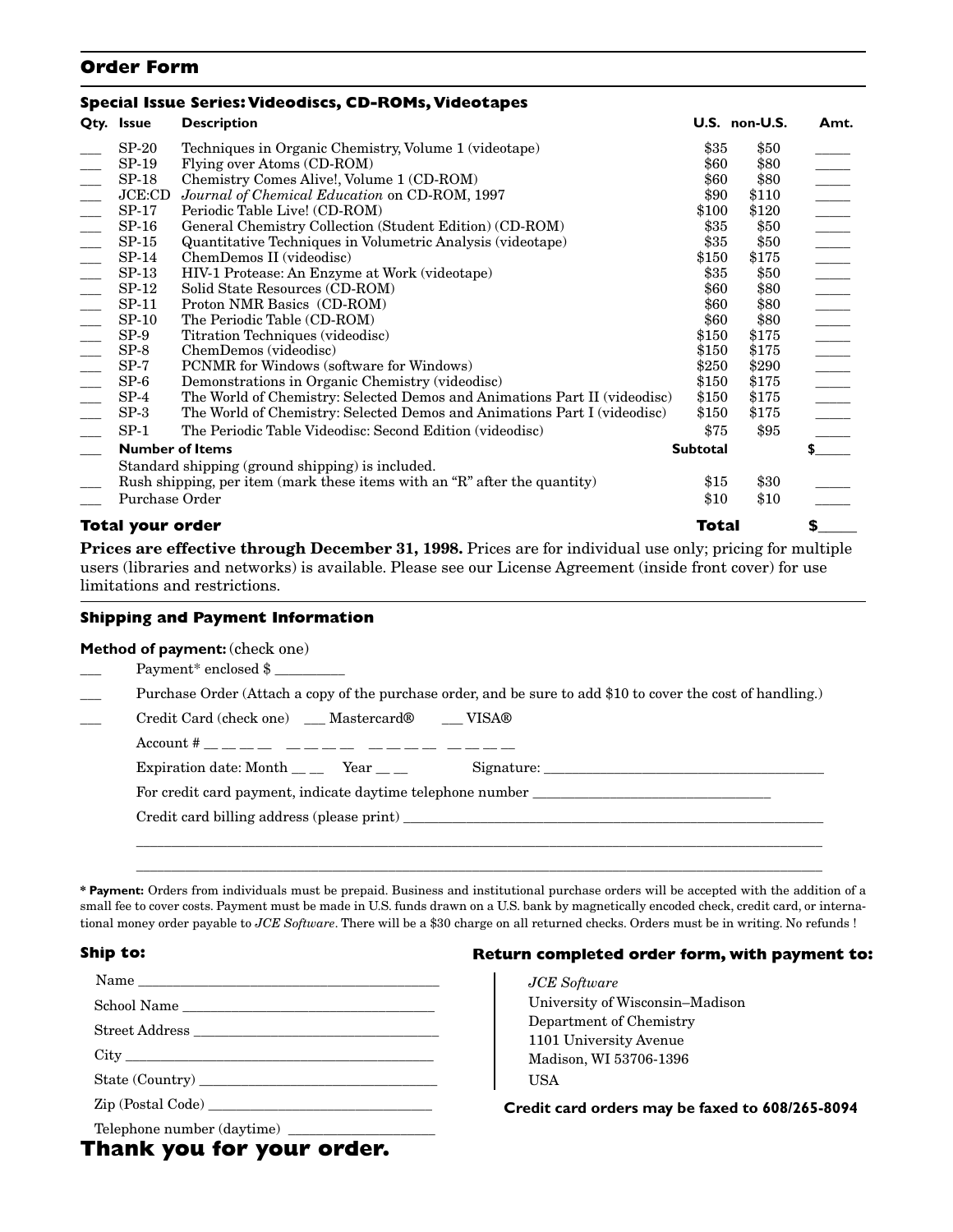## Order Form

### Special Issue Series: Videodiscs, CD-ROMs, Videotapes

| Qty. | Issue | Description | U.S. | non-U.S. | Amt. |
|---|---|---|---|---|---|
| ___ | SP-20 | Techniques in Organic Chemistry, Volume 1 (videotape) | $35 | $50 | _____ |
| ___ | SP-19 | Flying over Atoms (CD-ROM) | $60 | $80 | _____ |
| ___ | SP-18 | Chemistry Comes Alive!, Volume 1 (CD-ROM) | $60 | $80 | _____ |
| ___ | JCE:CD | *Journal of Chemical Education* on CD-ROM, 1997 | $90 | $110 | _____ |
| ___ | SP-17 | Periodic Table Live! (CD-ROM) | $100 | $120 | _____ |
| ___ | SP-16 | General Chemistry Collection (Student Edition) (CD-ROM) | $35 | $50 | _____ |
| ___ | SP-15 | Quantitative Techniques in Volumetric Analysis (videotape) | $35 | $50 | _____ |
| ___ | SP-14 | ChemDemos II (videodisc) | $150 | $175 | _____ |
| ___ | SP-13 | HIV-1 Protease: An Enzyme at Work (videotape) | $35 | $50 | _____ |
| ___ | SP-12 | Solid State Resources (CD-ROM) | $60 | $80 | _____ |
| ___ | SP-11 | Proton NMR Basics (CD-ROM) | $60 | $80 | _____ |
| ___ | SP-10 | The Periodic Table (CD-ROM) | $60 | $80 | _____ |
| ___ | SP-9 | Titration Techniques (videodisc) | $150 | $175 | _____ |
| ___ | SP-8 | ChemDemos (videodisc) | $150 | $175 | _____ |
| ___ | SP-7 | PCNMR for Windows (software for Windows) | $250 | $290 | _____ |
| ___ | SP-6 | Demonstrations in Organic Chemistry (videodisc) | $150 | $175 | _____ |
| ___ | SP-4 | The World of Chemistry: Selected Demos and Animations Part II (videodisc) | $150 | $175 | _____ |
| ___ | SP-3 | The World of Chemistry: Selected Demos and Animations Part I (videodisc) | $150 | $175 | _____ |
| ___ | SP-1 | The Periodic Table Videodisc: Second Edition (videodisc) | $75 | $95 | _____ |
| ___ | **Number of Items** | | **Subtotal** | | $_____ |
| | Standard shipping (ground shipping) is included. | | | | |
| ___ | Rush shipping, per item (mark these items with an "R" after the quantity) | | $15 | $30 | _____ |
| ___ | Purchase Order | | $10 | $10 | _____ |
| | **Total your order** | | **Total** | | $_____ |

**Prices are effective through December 31, 1998.** Prices are for individual use only; pricing for multiple users (libraries and networks) is available. Please see our License Agreement (inside front cover) for use limitations and restrictions.

### Shipping and Payment Information

**Method of payment:** (check one)

___ Payment* enclosed $ _________

___ Purchase Order (Attach a copy of the purchase order, and be sure to add $10 to cover the cost of handling.)

___ Credit Card (check one) ___ Mastercard® ___ VISA®

Account # __ __ __ __ __ __ __ __ __ __ __ __ __ __ __ __

Expiration date: Month __ __ Year __ __ Signature: ______________________________

For credit card payment, indicate daytime telephone number ______________________

Credit card billing address (please print) __________________________________________

____________________________________________________________________

____________________________________________________________________

**\* Payment:** Orders from individuals must be prepaid. Business and institutional purchase orders will be accepted with the addition of a small fee to cover costs. Payment must be made in U.S. funds drawn on a U.S. bank by magnetically encoded check, credit card, or international money order payable to *JCE Software*. There will be a $30 charge on all returned checks. Orders must be in writing. No refunds !

**Ship to:**

Name ______________________________

School Name ______________________________

Street Address ______________________________

City ______________________________

State (Country) ______________________________

Zip (Postal Code) ______________________________

Telephone number (daytime) ______________________

**Return completed order form, with payment to:**

*JCE Software*
University of Wisconsin–Madison
Department of Chemistry
1101 University Avenue
Madison, WI 53706-1396
USA

**Credit card orders may be faxed to 608/265-8094**

## Thank you for your order.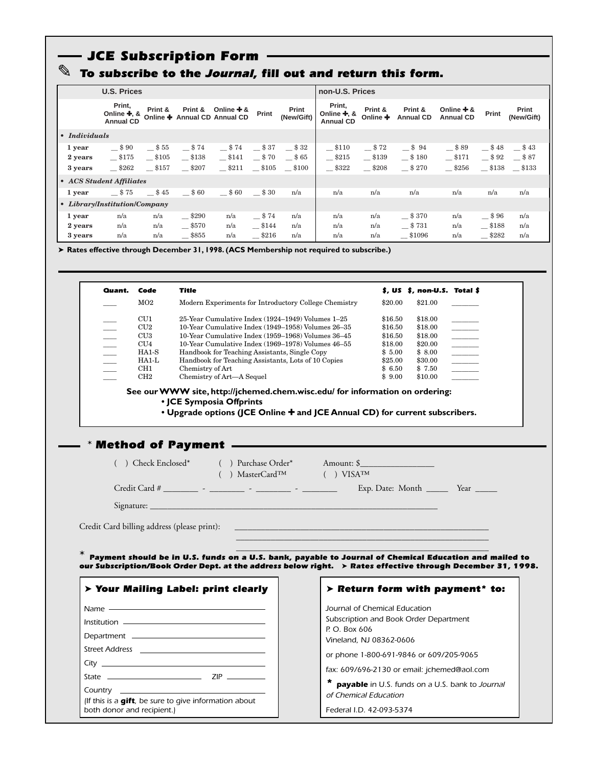## JCE Subscription Form

### ✎ To subscribe to the *Journal,* fill out and return this form.

| | U.S. Prices | | | | | | non-U.S. Prices | | | | | |
|---|---|---|---|---|---|---|---|---|---|---|---|---|
| | Print, Online ✚, & Annual CD | Print & Online ✚ | Print & Annual CD | Online ✚ & Annual CD | Print | Print (New/Gift) | Print, Online ✚, & Annual CD | Print & Online ✚ | Print & Annual CD | Online ✚ & Annual CD | Print | Print (New/Gift) |
| • *Individuals* | | | | | | | | | | | | |
| 1 year | __ $90 | __ $55 | __ $74 | __ $74 | __ $37 | __ $32 | __ $110 | __ $72 | __ $ 94 | __ $89 | __ $48 | __ $43 |
| 2 years | __ $175 | __ $105 | __ $138 | __ $141 | __ $70 | __ $65 | __ $215 | __ $139 | __ $180 | __ $171 | __ $92 | __ $87 |
| 3 years | __ $262 | __ $157 | __ $207 | __ $211 | __ $105 | __ $100 | __ $322 | __ $208 | __ $270 | __ $256 | __ $138 | __ $133 |
| • *ACS Student Affiliates* | | | | | | | | | | | | |
| 1 year | __ $75 | __ $45 | __ $60 | __ $60 | __ $30 | n/a | n/a | n/a | n/a | n/a | n/a | n/a |
| • *Library/Institution/Company* | | | | | | | | | | | | |
| 1 year | n/a | n/a | __ $290 | n/a | __ $74 | n/a | n/a | n/a | __ $370 | n/a | __ $96 | n/a |
| 2 years | n/a | n/a | __ $570 | n/a | __ $144 | n/a | n/a | n/a | __ $731 | n/a | __ $188 | n/a |
| 3 years | n/a | n/a | __ $855 | n/a | __ $216 | n/a | n/a | n/a | __ $1096 | n/a | __ $282 | n/a |

➤ **Rates effective through December 31, 1998. (ACS Membership not required to subscribe.)**

| Quant. | Code | Title | $, US | $, non-U.S. | Total $ |
|---|---|---|---|---|---|
| ____ | MO2 | Modern Experiments for Introductory College Chemistry | $20.00 | $21.00 | _______ |
| ____ | CU1 | 25-Year Cumulative Index (1924–1949) Volumes 1–25 | $16.50 | $18.00 | _______ |
| ____ | CU2 | 10-Year Cumulative Index (1949–1958) Volumes 26–35 | $16.50 | $18.00 | _______ |
| ____ | CU3 | 10-Year Cumulative Index (1959–1968) Volumes 36–45 | $16.50 | $18.00 | _______ |
| ____ | CU4 | 10-Year Cumulative Index (1969–1978) Volumes 46–55 | $18.00 | $20.00 | _______ |
| ____ | HA1-S | Handbook for Teaching Assistants, Single Copy | $ 5.00 | $ 8.00 | _______ |
| ____ | HA1-L | Handbook for Teaching Assistants, Lots of 10 Copies | $25.00 | $30.00 | _______ |
| ____ | CH1 | Chemistry of Art | $ 6.50 | $ 7.50 | _______ |
| ____ | CH2 | Chemistry of Art—A Sequel | $ 9.00 | $10.00 | _______ |

**See our WWW site, http://jchemed.chem.wisc.edu/ for information on ordering:**

- **JCE Symposia Offprints**
- **Upgrade options (JCE Online ✚ and JCE Annual CD) for current subscribers.**

## * Method of Payment

( ) Check Enclosed* ( ) Purchase Order* Amount: $_______________

( ) MasterCard™ ( ) VISA™

Credit Card # ________ - ________ - ________ - ________ Exp. Date: Month _____ Year _____

Signature: ____________________________________________________________

Credit Card billing address (please print): ____________________________________________________________

____________________________________________________________

____________________________________________________________

* ***Payment should be in U.S. funds on a U.S. bank, payable to Journal of Chemical Education and mailed to our Subscription/Book Order Dept. at the address below right.*** ➤ ***Rates effective through December 31, 1998.***

### ➤ Your Mailing Label: print clearly

Name ______________________________

Institution ______________________________

Department ______________________________

Street Address ______________________________

City ______________________________

State ______________ ZIP __________

Country ______________________________

(If this is a ***gift***, be sure to give information about both donor and recipient.)

### ➤ Return form with payment* to:

*Journal of Chemical Education*
*Subscription and Book Order Department*
*P. O. Box 606*
*Vineland, NJ 08362-0606*

*or phone 1-800-691-9846 or 609/205-9065*

*fax: 609/696-2130 or email: jchemed@aol.com*

* ***payable*** *in U.S. funds on a U.S. bank to Journal of Chemical Education*

*Federal I.D. 42-093-5374*